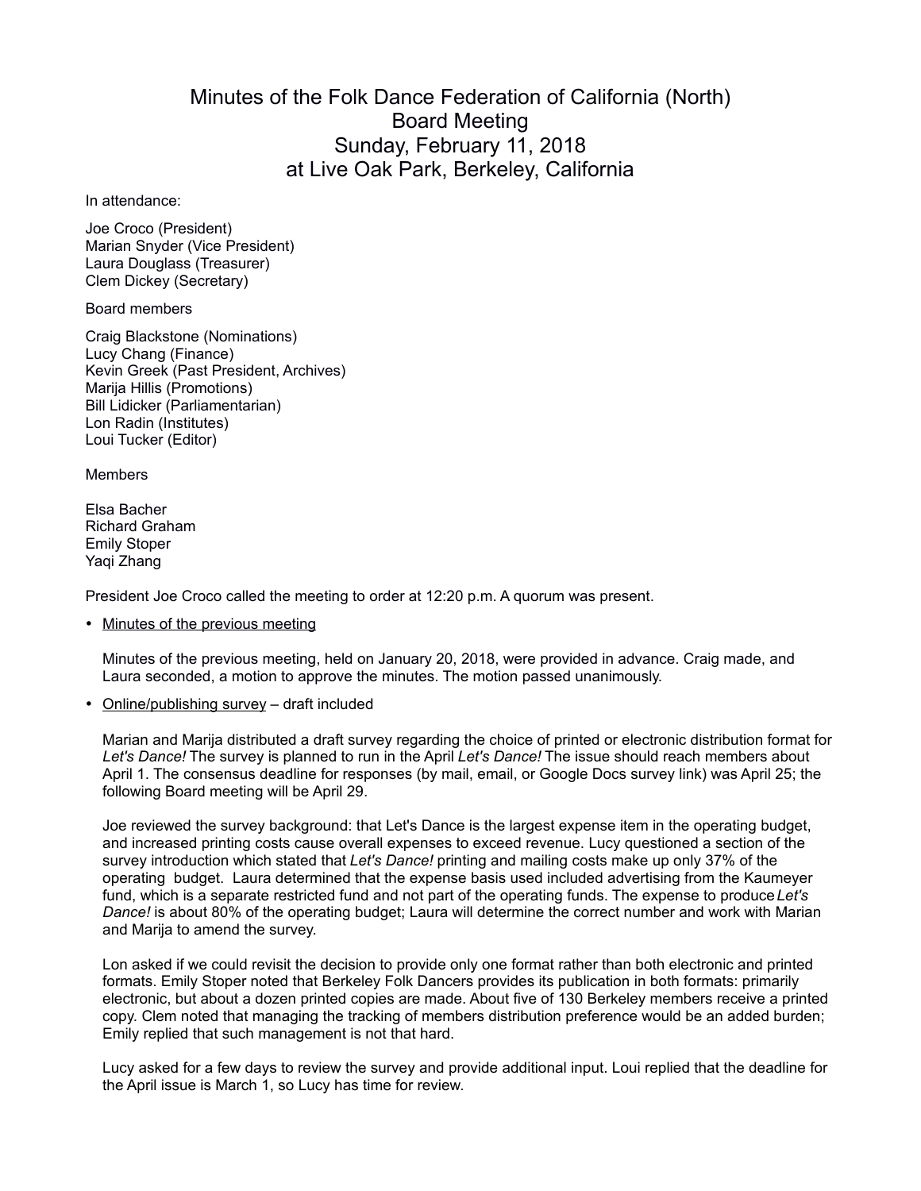# Minutes of the Folk Dance Federation of California (North) Board Meeting
## Sunday, February 11, 2018
## at Live Oak Park, Berkeley, California

In attendance:

Joe Croco (President)
Marian Snyder (Vice President)
Laura Douglass (Treasurer)
Clem Dickey (Secretary)

Board members

Craig Blackstone (Nominations)
Lucy Chang (Finance)
Kevin Greek (Past President, Archives)
Marija Hillis (Promotions)
Bill Lidicker (Parliamentarian)
Lon Radin (Institutes)
Loui Tucker (Editor)

Members

Elsa Bacher
Richard Graham
Emily Stoper
Yaqi Zhang

President Joe Croco called the meeting to order at 12:20 p.m. A quorum was present.

- Minutes of the previous meeting

  Minutes of the previous meeting, held on January 20, 2018, were provided in advance. Craig made, and Laura seconded, a motion to approve the minutes. The motion passed unanimously.

- Online/publishing survey – draft included

  Marian and Marija distributed a draft survey regarding the choice of printed or electronic distribution format for *Let's Dance!* The survey is planned to run in the April *Let's Dance!* The issue should reach members about April 1. The consensus deadline for responses (by mail, email, or Google Docs survey link) was April 25; the following Board meeting will be April 29.

  Joe reviewed the survey background: that Let's Dance is the largest expense item in the operating budget, and increased printing costs cause overall expenses to exceed revenue. Lucy questioned a section of the survey introduction which stated that *Let's Dance!* printing and mailing costs make up only 37% of the operating budget. Laura determined that the expense basis used included advertising from the Kaumeyer fund, which is a separate restricted fund and not part of the operating funds. The expense to produce *Let's Dance!* is about 80% of the operating budget; Laura will determine the correct number and work with Marian and Marija to amend the survey.

  Lon asked if we could revisit the decision to provide only one format rather than both electronic and printed formats. Emily Stoper noted that Berkeley Folk Dancers provides its publication in both formats: primarily electronic, but about a dozen printed copies are made. About five of 130 Berkeley members receive a printed copy. Clem noted that managing the tracking of members distribution preference would be an added burden; Emily replied that such management is not that hard.

  Lucy asked for a few days to review the survey and provide additional input. Loui replied that the deadline for the April issue is March 1, so Lucy has time for review.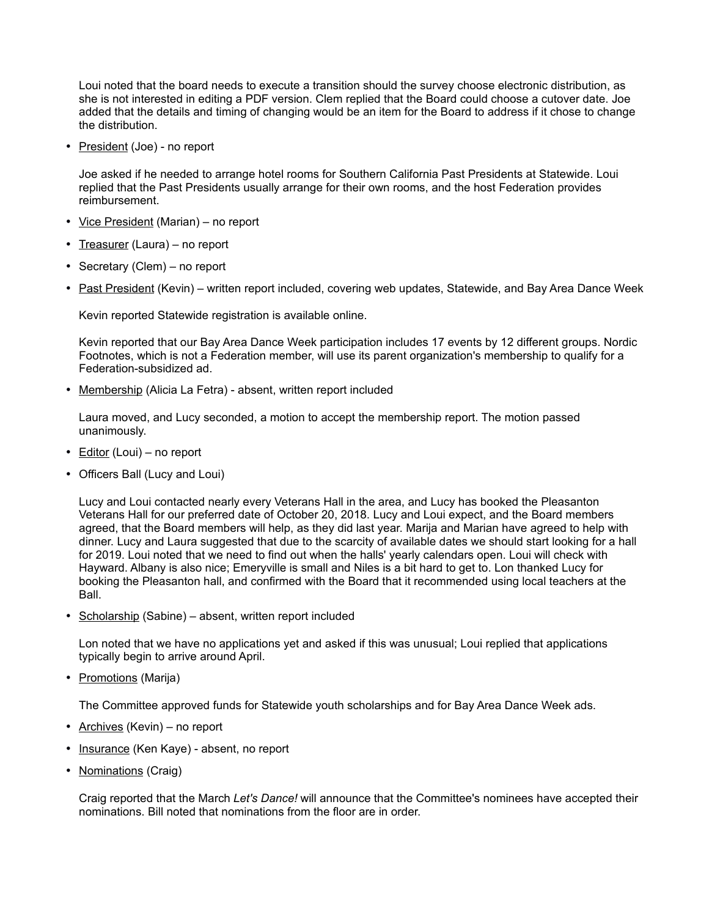Loui noted that the board needs to execute a transition should the survey choose electronic distribution, as she is not interested in editing a PDF version. Clem replied that the Board could choose a cutover date. Joe added that the details and timing of changing would be an item for the Board to address if it chose to change the distribution.

- President (Joe) - no report

  Joe asked if he needed to arrange hotel rooms for Southern California Past Presidents at Statewide. Loui replied that the Past Presidents usually arrange for their own rooms, and the host Federation provides reimbursement.

- Vice President (Marian) – no report
- Treasurer (Laura) – no report
- Secretary (Clem) – no report
- Past President (Kevin) – written report included, covering web updates, Statewide, and Bay Area Dance Week

  Kevin reported Statewide registration is available online.

  Kevin reported that our Bay Area Dance Week participation includes 17 events by 12 different groups. Nordic Footnotes, which is not a Federation member, will use its parent organization's membership to qualify for a Federation-subsidized ad.

- Membership (Alicia La Fetra) - absent, written report included

  Laura moved, and Lucy seconded, a motion to accept the membership report. The motion passed unanimously.

- Editor (Loui) – no report
- Officers Ball (Lucy and Loui)

  Lucy and Loui contacted nearly every Veterans Hall in the area, and Lucy has booked the Pleasanton Veterans Hall for our preferred date of October 20, 2018. Lucy and Loui expect, and the Board members agreed, that the Board members will help, as they did last year. Marija and Marian have agreed to help with dinner. Lucy and Laura suggested that due to the scarcity of available dates we should start looking for a hall for 2019. Loui noted that we need to find out when the halls' yearly calendars open. Loui will check with Hayward. Albany is also nice; Emeryville is small and Niles is a bit hard to get to. Lon thanked Lucy for booking the Pleasanton hall, and confirmed with the Board that it recommended using local teachers at the Ball.

- Scholarship (Sabine) – absent, written report included

  Lon noted that we have no applications yet and asked if this was unusual; Loui replied that applications typically begin to arrive around April.

- Promotions (Marija)

  The Committee approved funds for Statewide youth scholarships and for Bay Area Dance Week ads.

- Archives (Kevin) – no report
- Insurance (Ken Kaye) - absent, no report
- Nominations (Craig)

  Craig reported that the March *Let's Dance!* will announce that the Committee's nominees have accepted their nominations. Bill noted that nominations from the floor are in order.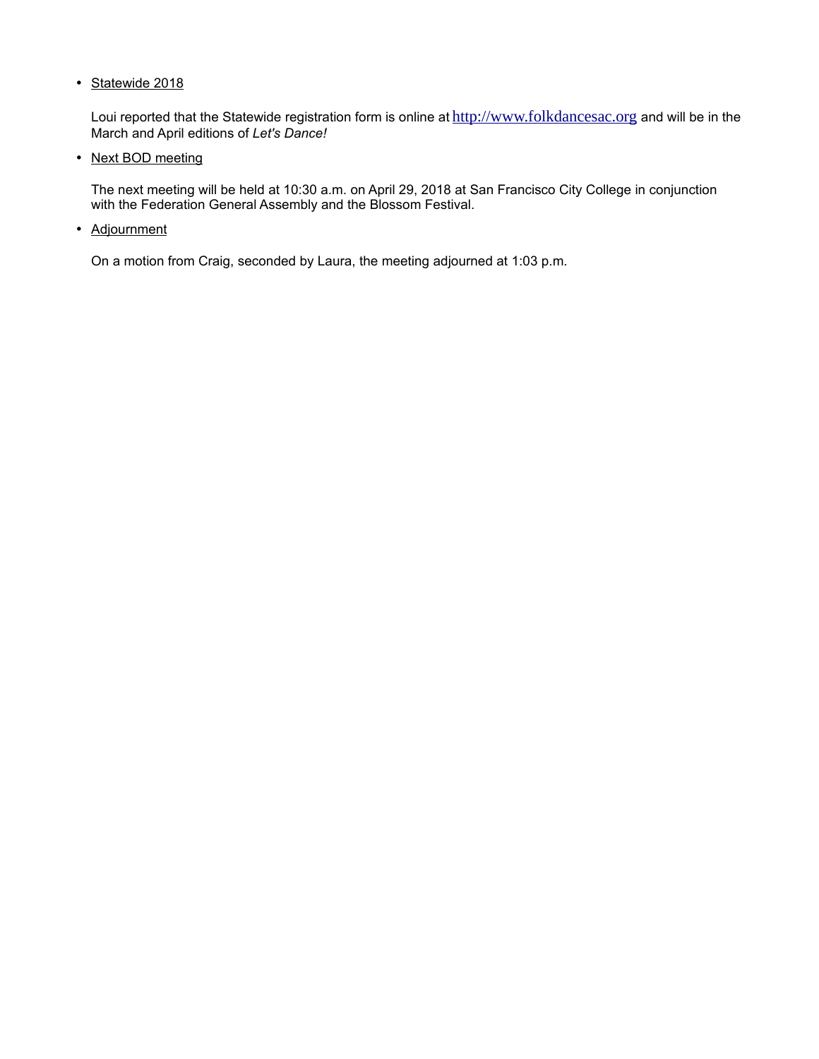- <u>Statewide 2018</u>

  Loui reported that the Statewide registration form is online at http://www.folkdancesac.org and will be in the March and April editions of *Let's Dance!*

- <u>Next BOD meeting</u>

  The next meeting will be held at 10:30 a.m. on April 29, 2018 at San Francisco City College in conjunction with the Federation General Assembly and the Blossom Festival.

- <u>Adjournment</u>

  On a motion from Craig, seconded by Laura, the meeting adjourned at 1:03 p.m.